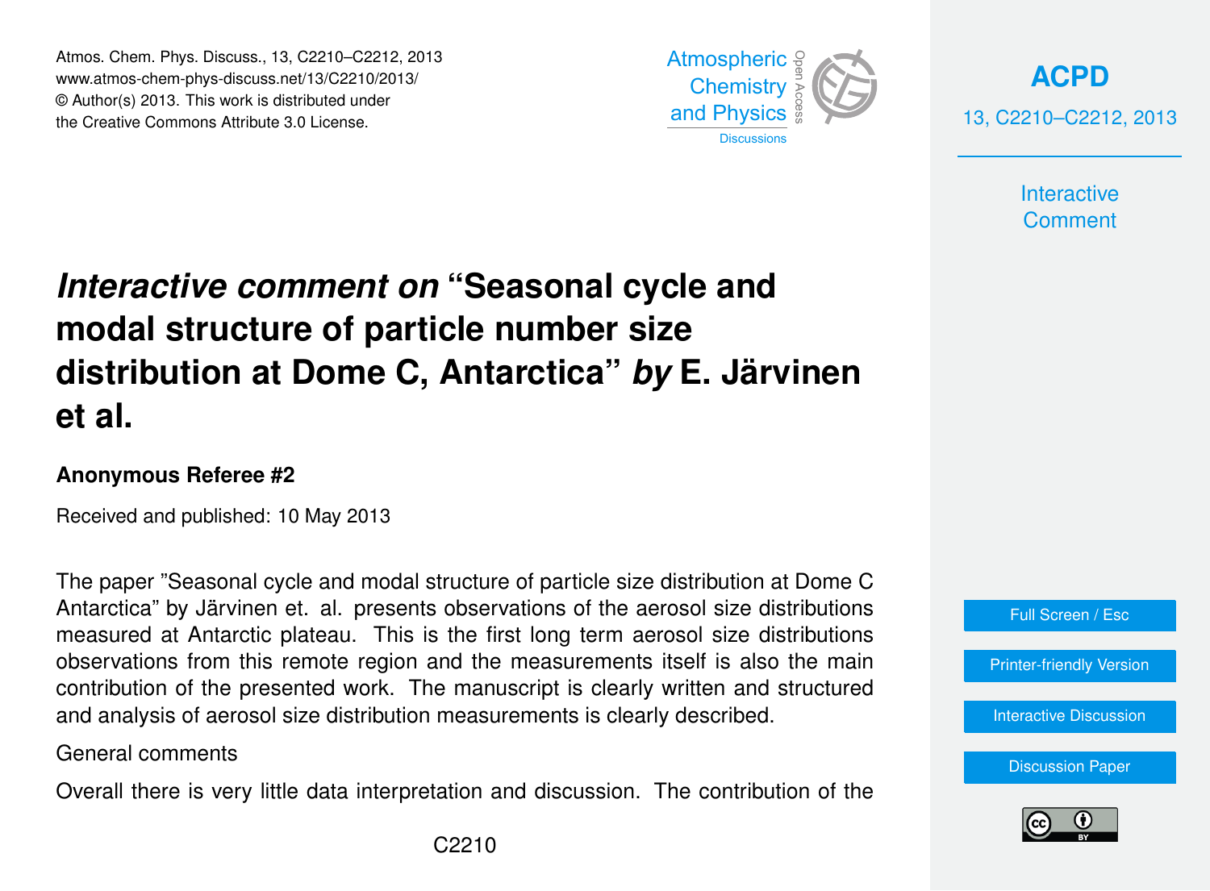# *Interactive comment on* "Seasonal cycle and modal structure of particle number size distribution at Dome C, Antarctica" *by* E. Järvinen et al.

**Anonymous Referee #2**

Received and published: 10 May 2013

The paper "Seasonal cycle and modal structure of particle size distribution at Dome C Antarctica" by Järvinen et. al. presents observations of the aerosol size distributions measured at Antarctic plateau. This is the first long term aerosol size distributions observations from this remote region and the measurements itself is also the main contribution of the presented work. The manuscript is clearly written and structured and analysis of aerosol size distribution measurements is clearly described.

General comments

Overall there is very little data interpretation and discussion. The contribution of the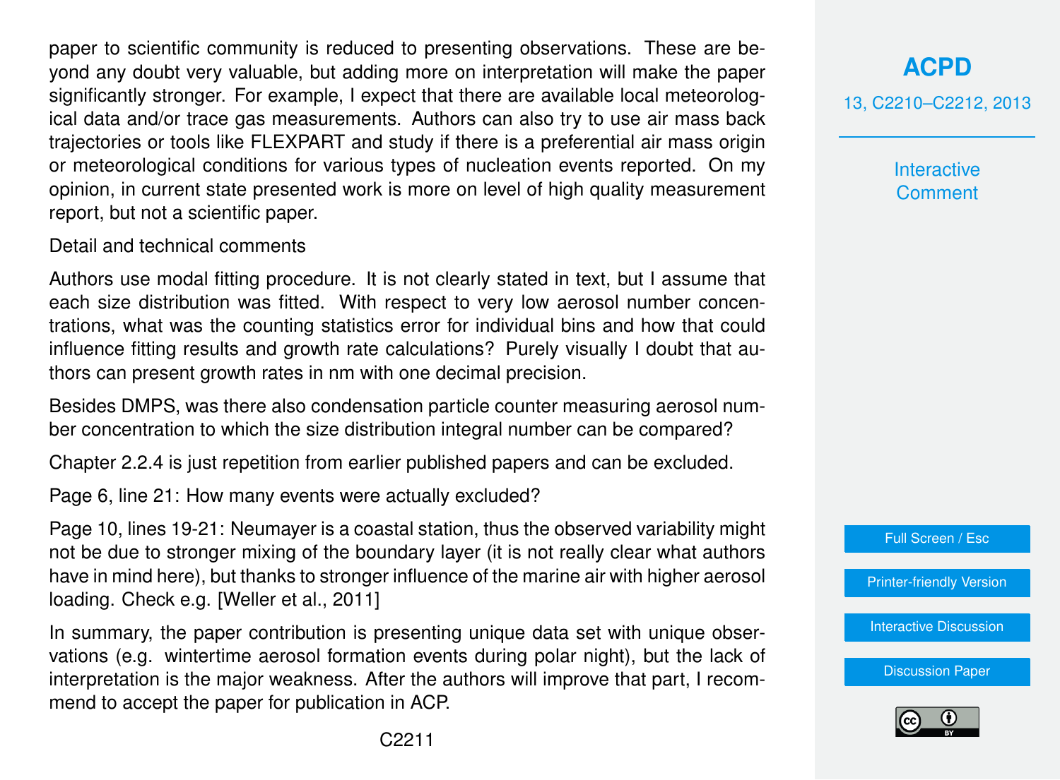paper to scientific community is reduced to presenting observations. These are beyond any doubt very valuable, but adding more on interpretation will make the paper significantly stronger. For example, I expect that there are available local meteorological data and/or trace gas measurements. Authors can also try to use air mass back trajectories or tools like FLEXPART and study if there is a preferential air mass origin or meteorological conditions for various types of nucleation events reported. On my opinion, in current state presented work is more on level of high quality measurement report, but not a scientific paper.

Detail and technical comments

Authors use modal fitting procedure. It is not clearly stated in text, but I assume that each size distribution was fitted. With respect to very low aerosol number concentrations, what was the counting statistics error for individual bins and how that could influence fitting results and growth rate calculations? Purely visually I doubt that authors can present growth rates in nm with one decimal precision.

Besides DMPS, was there also condensation particle counter measuring aerosol number concentration to which the size distribution integral number can be compared?

Chapter 2.2.4 is just repetition from earlier published papers and can be excluded.

Page 6, line 21: How many events were actually excluded?

Page 10, lines 19-21: Neumayer is a coastal station, thus the observed variability might not be due to stronger mixing of the boundary layer (it is not really clear what authors have in mind here), but thanks to stronger influence of the marine air with higher aerosol loading. Check e.g. [Weller et al., 2011]

In summary, the paper contribution is presenting unique data set with unique observations (e.g. wintertime aerosol formation events during polar night), but the lack of interpretation is the major weakness. After the authors will improve that part, I recommend to accept the paper for publication in ACP.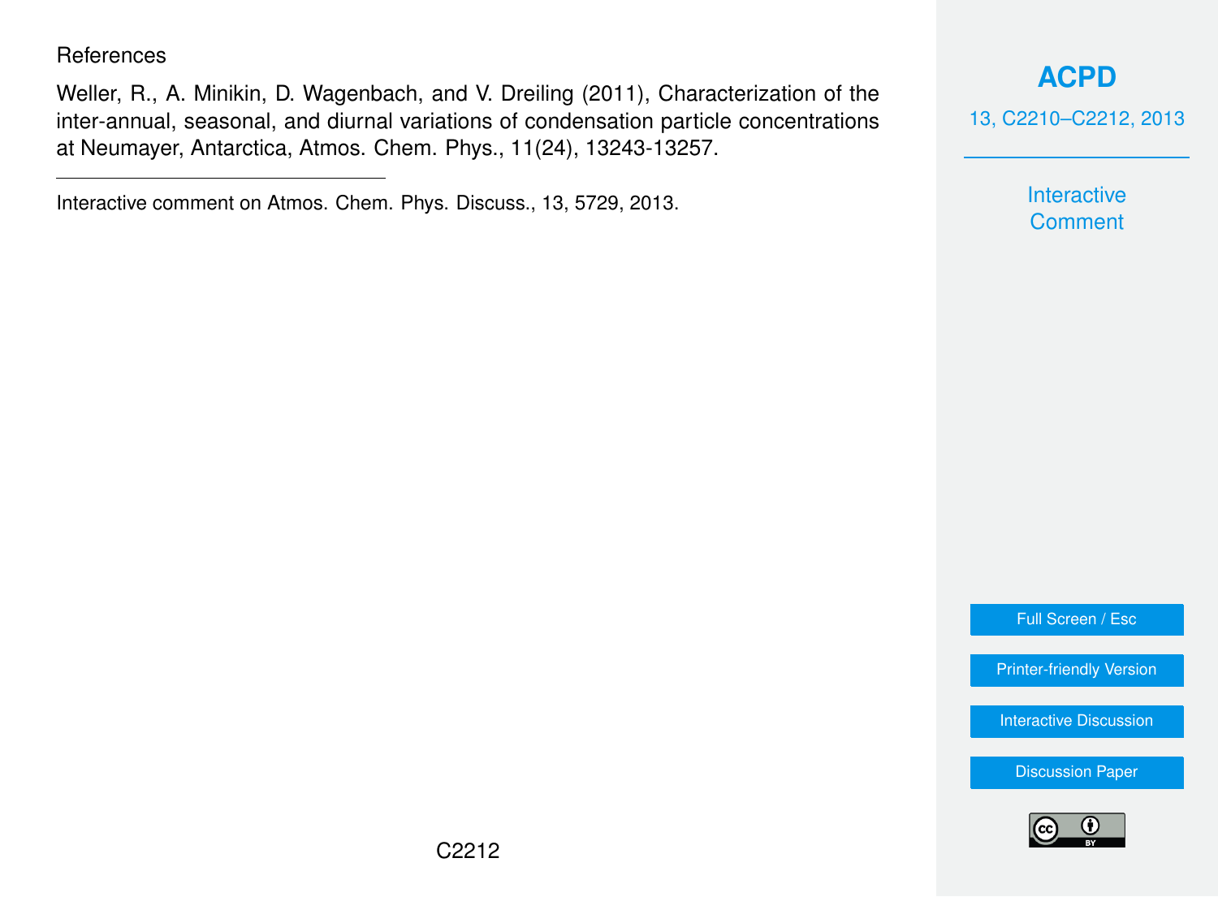References

Weller, R., A. Minikin, D. Wagenbach, and V. Dreiling (2011), Characterization of the inter-annual, seasonal, and diurnal variations of condensation particle concentrations at Neumayer, Antarctica, Atmos. Chem. Phys., 11(24), 13243-13257.

---

Interactive comment on Atmos. Chem. Phys. Discuss., 13, 5729, 2013.